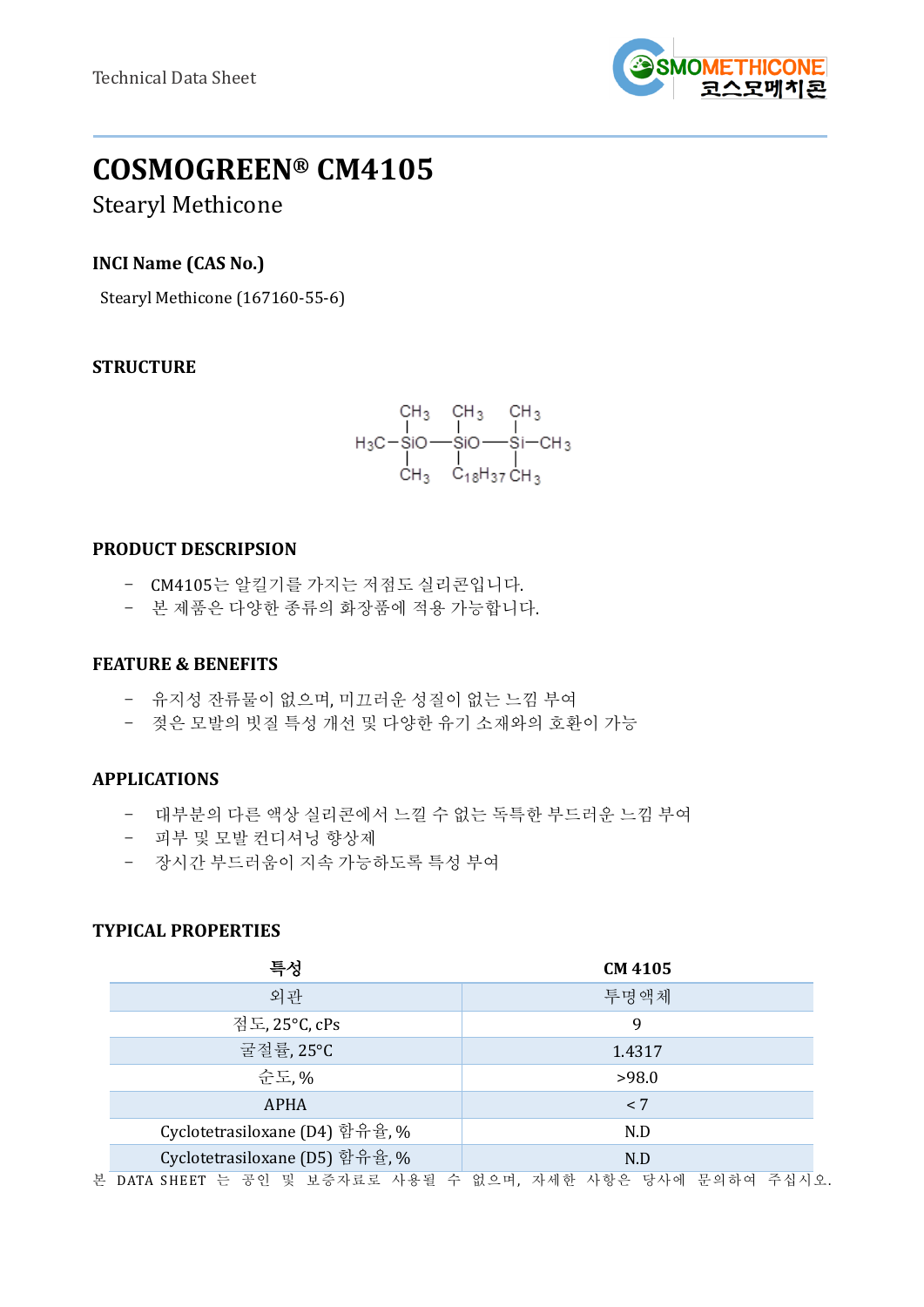Technical Data Sheet

# COSMOGREEN® CM4105

## Stearyl Methicone

### INCI Name (CAS No.)

Stearyl Methicone (167160-55-6)

### STRUCTURE

```
      CH3    CH3     CH3
       |      |       |
H3C—SiO——SiO——Si—CH3
       |      |       |
      CH3   C18H37  CH3
```

### PRODUCT DESCRIPSION

- CM4105는 알킬기를 가지는 저점도 실리콘입니다.
- 본 제품은 다양한 종류의 화장품에 적용 가능합니다.

### FEATURE & BENEFITS

- 유지성 잔류물이 없으며, 미끄러운 성질이 없는 느낌 부여
- 젖은 모발의 빗질 특성 개선 및 다양한 유기 소재와의 호환이 가능

### APPLICATIONS

- 대부분의 다른 액상 실리콘에서 느낄 수 없는 독특한 부드러운 느낌 부여
- 피부 및 모발 컨디셔닝 향상제
- 장시간 부드러움이 지속 가능하도록 특성 부여

### TYPICAL PROPERTIES

| 특성 | CM 4105 |
|---|---|
| 외관 | 투명액체 |
| 점도, 25°C, cPs | 9 |
| 굴절률, 25°C | 1.4317 |
| 순도, % | >98.0 |
| APHA | < 7 |
| Cyclotetrasiloxane (D4) 함유율, % | N.D |
| Cyclotetrasiloxane (D5) 함유율, % | N.D |

본 DATA SHEET 는 공인 및 보증자료로 사용될 수 없으며, 자세한 사항은 당사에 문의하여 주십시오.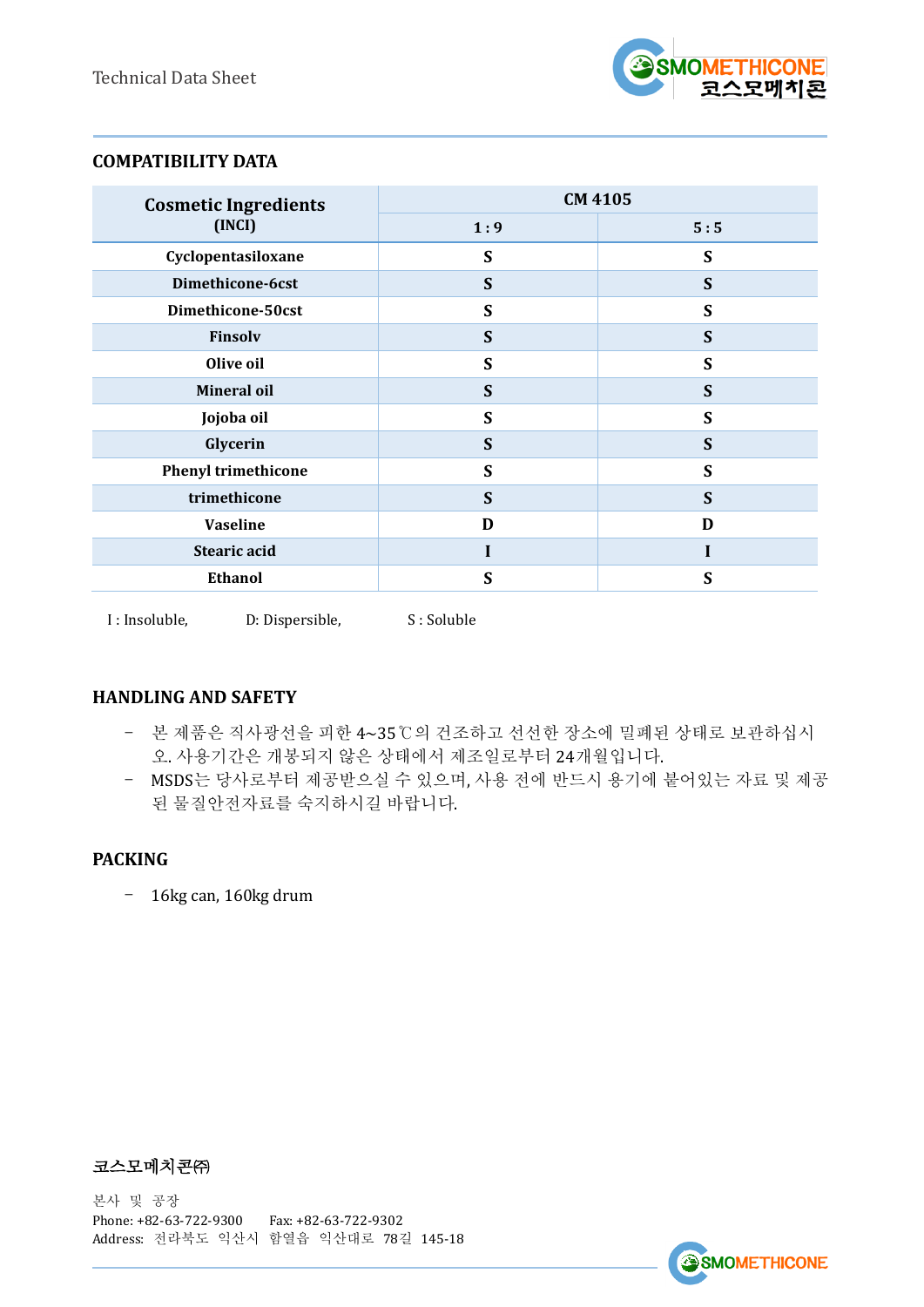## COMPATIBILITY DATA

| Cosmetic Ingredients (INCI) | CM 4105 | |
|---|---|---|
| | 1 : 9 | 5 : 5 |
| Cyclopentasiloxane | S | S |
| Dimethicone-6cst | S | S |
| Dimethicone-50cst | S | S |
| Finsolv | S | S |
| Olive oil | S | S |
| Mineral oil | S | S |
| Jojoba oil | S | S |
| Glycerin | S | S |
| Phenyl trimethicone | S | S |
| trimethicone | S | S |
| Vaseline | D | D |
| Stearic acid | I | I |
| Ethanol | S | S |

I : Insoluble, D: Dispersible, S : Soluble

## HANDLING AND SAFETY

- 본 제품은 직사광선을 피한 4~35℃의 건조하고 선선한 장소에 밀폐된 상태로 보관하십시오. 사용기간은 개봉되지 않은 상태에서 제조일로부터 24개월입니다.
- MSDS는 당사로부터 제공받으실 수 있으며, 사용 전에 반드시 용기에 붙어있는 자료 및 제공된 물질안전자료를 숙지하시길 바랍니다.

## PACKING

- 16kg can, 160kg drum

**코스모메치콘㈜**

본사 및 공장
Phone: +82-63-722-9300 Fax: +82-63-722-9302
Address: 전라북도 익산시 함열읍 익산대로 78길 145-18